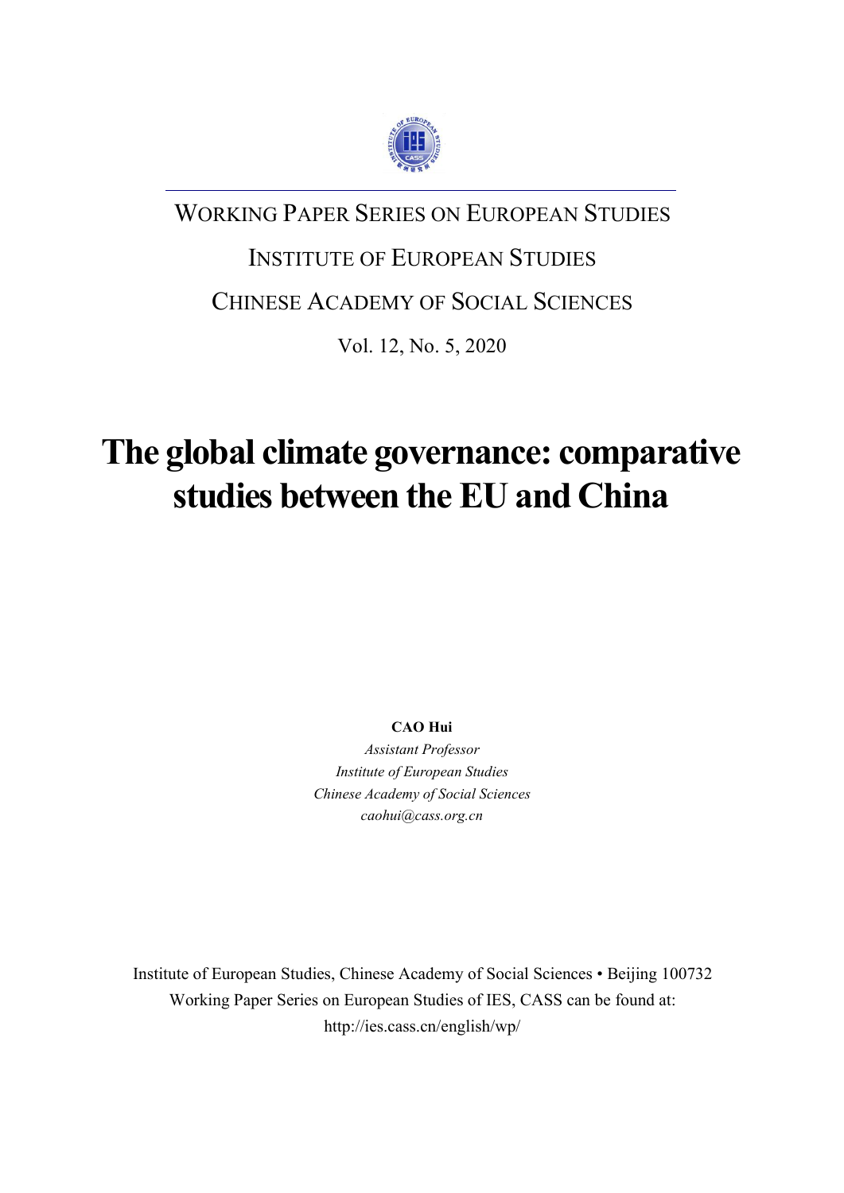WORKING PAPER SERIES ON EUROPEAN STUDIES

INSTITUTE OF EUROPEAN STUDIES

CHINESE ACADEMY OF SOCIAL SCIENCES

Vol. 12, No. 5, 2020

# The global climate governance: comparative studies between the EU and China

**CAO Hui**

*Assistant Professor*

*Institute of European Studies*

*Chinese Academy of Social Sciences*

*caohui@cass.org.cn*

Institute of European Studies, Chinese Academy of Social Sciences • Beijing 100732

Working Paper Series on European Studies of IES, CASS can be found at:

http://ies.cass.cn/english/wp/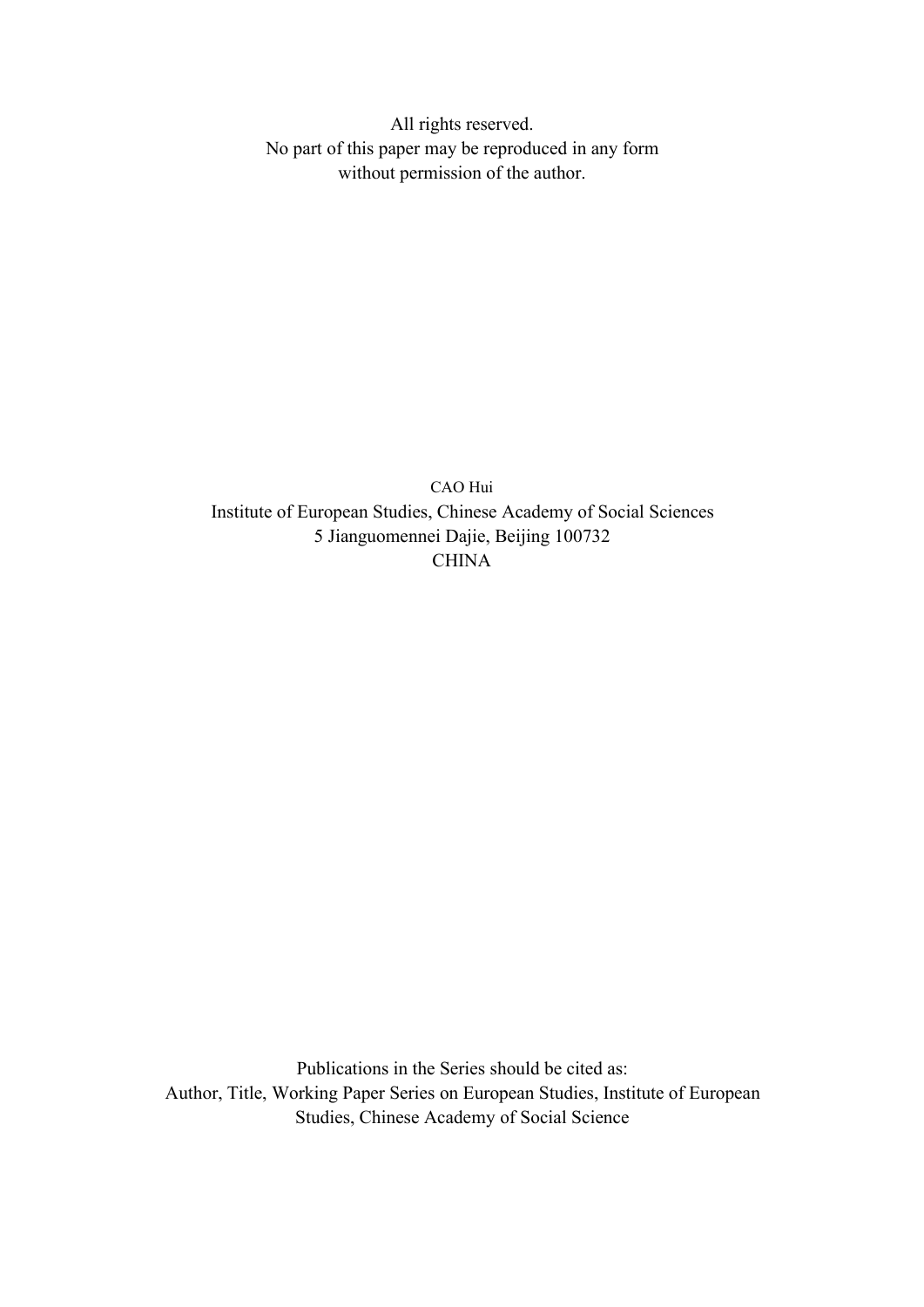All rights reserved.
No part of this paper may be reproduced in any form
without permission of the author.

CAO Hui
Institute of European Studies, Chinese Academy of Social Sciences
5 Jianguomennei Dajie, Beijing 100732
CHINA

Publications in the Series should be cited as:
Author, Title, Working Paper Series on European Studies, Institute of European Studies, Chinese Academy of Social Science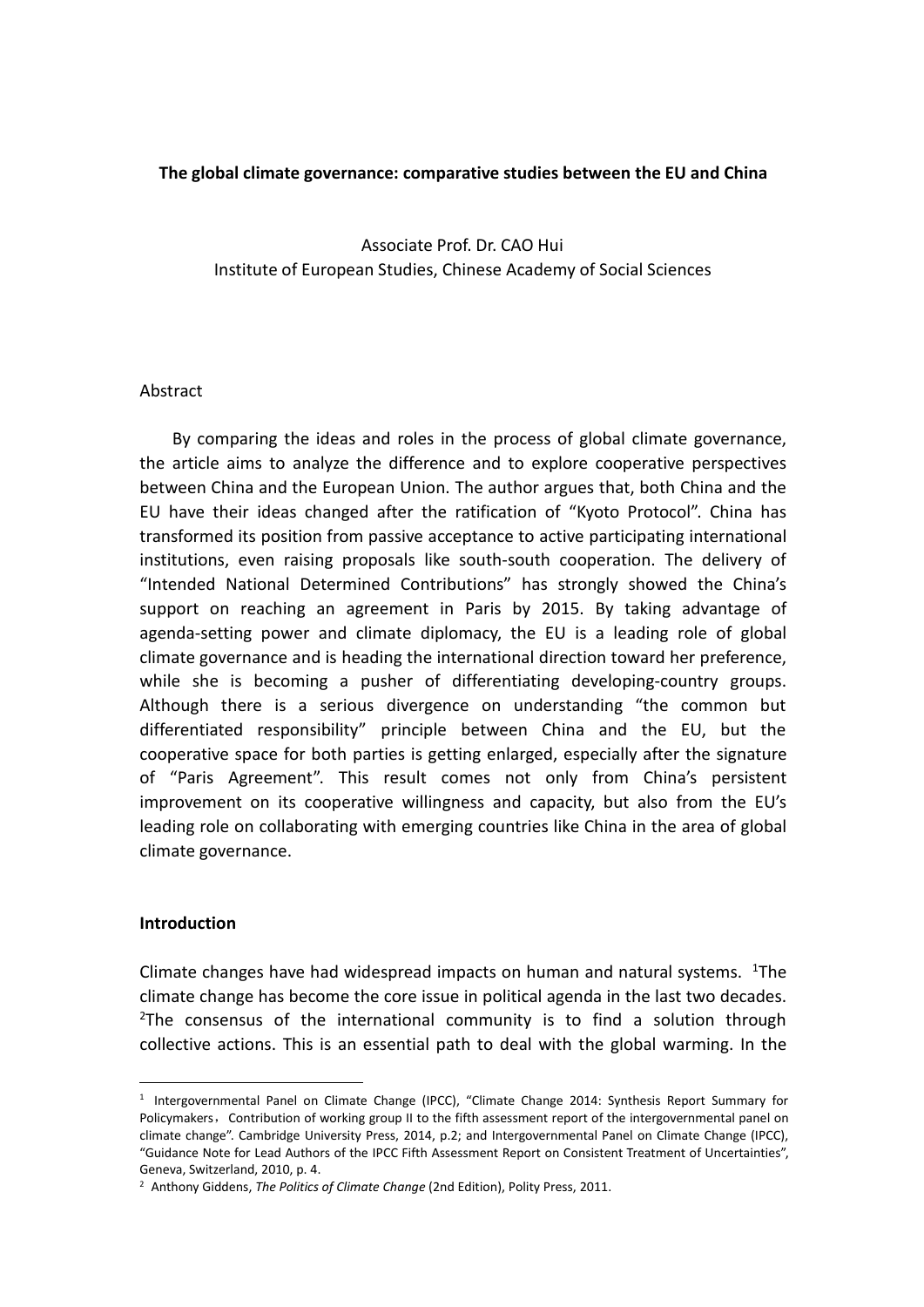**The global climate governance: comparative studies between the EU and China**

Associate Prof. Dr. CAO Hui
Institute of European Studies, Chinese Academy of Social Sciences

Abstract

By comparing the ideas and roles in the process of global climate governance, the article aims to analyze the difference and to explore cooperative perspectives between China and the European Union. The author argues that, both China and the EU have their ideas changed after the ratification of "Kyoto Protocol". China has transformed its position from passive acceptance to active participating international institutions, even raising proposals like south-south cooperation. The delivery of "Intended National Determined Contributions" has strongly showed the China's support on reaching an agreement in Paris by 2015. By taking advantage of agenda-setting power and climate diplomacy, the EU is a leading role of global climate governance and is heading the international direction toward her preference, while she is becoming a pusher of differentiating developing-country groups. Although there is a serious divergence on understanding "the common but differentiated responsibility" principle between China and the EU, but the cooperative space for both parties is getting enlarged, especially after the signature of "Paris Agreement". This result comes not only from China's persistent improvement on its cooperative willingness and capacity, but also from the EU's leading role on collaborating with emerging countries like China in the area of global climate governance.

**Introduction**

Climate changes have had widespread impacts on human and natural systems. [1]The climate change has become the core issue in political agenda in the last two decades. [2]The consensus of the international community is to find a solution through collective actions. This is an essential path to deal with the global warming. In the

---

[1] Intergovernmental Panel on Climate Change (IPCC), "Climate Change 2014: Synthesis Report Summary for Policymakers，Contribution of working group II to the fifth assessment report of the intergovernmental panel on climate change". Cambridge University Press, 2014, p.2; and Intergovernmental Panel on Climate Change (IPCC), "Guidance Note for Lead Authors of the IPCC Fifth Assessment Report on Consistent Treatment of Uncertainties", Geneva, Switzerland, 2010, p. 4.

[2] Anthony Giddens, *The Politics of Climate Change* (2nd Edition), Polity Press, 2011.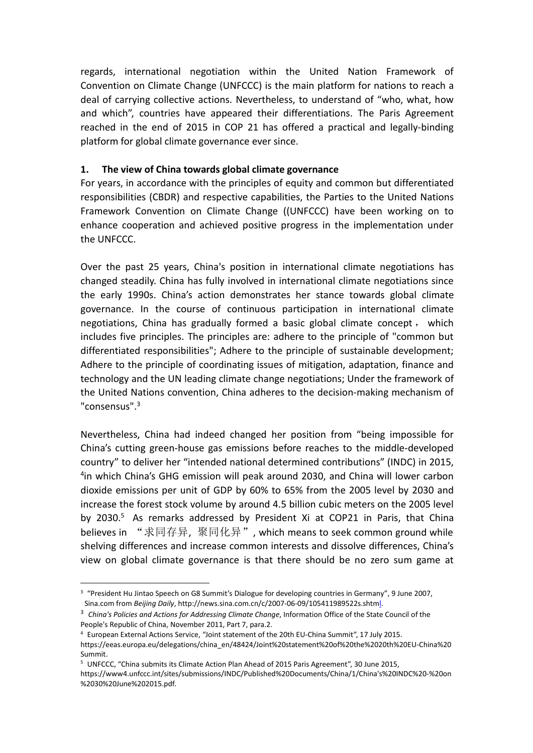regards, international negotiation within the United Nation Framework of Convention on Climate Change (UNFCCC) is the main platform for nations to reach a deal of carrying collective actions. Nevertheless, to understand of "who, what, how and which", countries have appeared their differentiations. The Paris Agreement reached in the end of 2015 in COP 21 has offered a practical and legally-binding platform for global climate governance ever since.

## 1. The view of China towards global climate governance

For years, in accordance with the principles of equity and common but differentiated responsibilities (CBDR) and respective capabilities, the Parties to the United Nations Framework Convention on Climate Change ((UNFCCC) have been working on to enhance cooperation and achieved positive progress in the implementation under the UNFCCC.

Over the past 25 years, China's position in international climate negotiations has changed steadily. China has fully involved in international climate negotiations since the early 1990s. China's action demonstrates her stance towards global climate governance. In the course of continuous participation in international climate negotiations, China has gradually formed a basic global climate concept， which includes five principles. The principles are: adhere to the principle of "common but differentiated responsibilities"; Adhere to the principle of sustainable development; Adhere to the principle of coordinating issues of mitigation, adaptation, finance and technology and the UN leading climate change negotiations; Under the framework of the United Nations convention, China adheres to the decision-making mechanism of "consensus".[3]

Nevertheless, China had indeed changed her position from "being impossible for China's cutting green-house gas emissions before reaches to the middle-developed country" to deliver her "intended national determined contributions" (INDC) in 2015, [4]in which China's GHG emission will peak around 2030, and China will lower carbon dioxide emissions per unit of GDP by 60% to 65% from the 2005 level by 2030 and increase the forest stock volume by around 4.5 billion cubic meters on the 2005 level by 2030.[5] As remarks addressed by President Xi at COP21 in Paris, that China believes in "求同存异，聚同化异", which means to seek common ground while shelving differences and increase common interests and dissolve differences, China's view on global climate governance is that there should be no zero sum game at

---

[3] "President Hu Jintao Speech on G8 Summit's Dialogue for developing countries in Germany", 9 June 2007, Sina.com from *Beijing Daily*, http://news.sina.com.cn/c/2007-06-09/105411989522s.shtml.

[3] *China's Policies and Actions for Addressing Climate Change*, Information Office of the State Council of the People's Republic of China, November 2011, Part 7, para.2.

[4] European External Actions Service, "Joint statement of the 20th EU-China Summit", 17 July 2015. https://eeas.europa.eu/delegations/china_en/48424/Joint%20statement%20of%20the%2020th%20EU-China%20Summit.

[5] UNFCCC, "China submits its Climate Action Plan Ahead of 2015 Paris Agreement", 30 June 2015, https://www4.unfccc.int/sites/submissions/INDC/Published%20Documents/China/1/China's%20INDC%20-%20on%2030%20June%202015.pdf.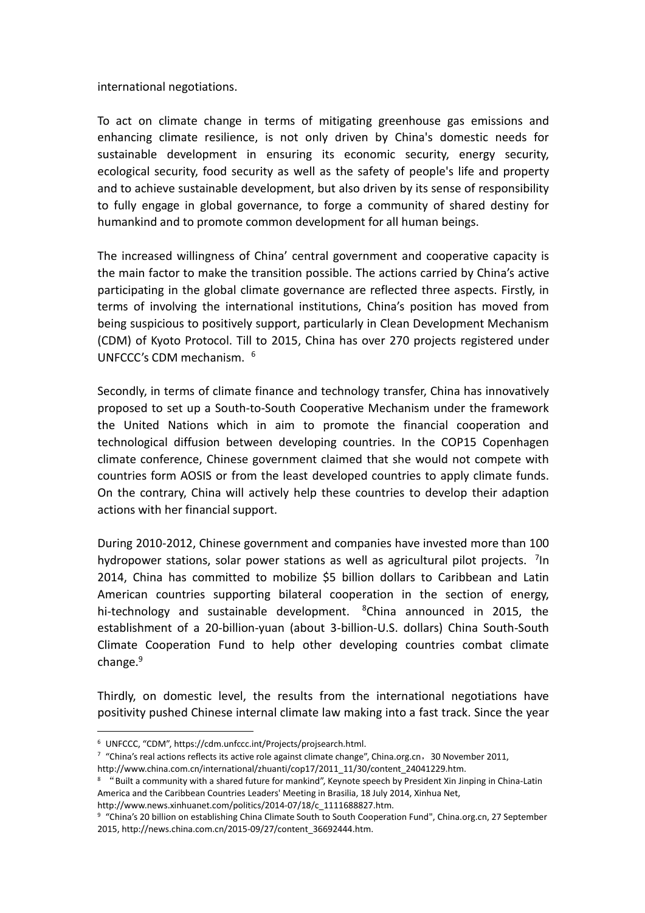international negotiations.

To act on climate change in terms of mitigating greenhouse gas emissions and enhancing climate resilience, is not only driven by China's domestic needs for sustainable development in ensuring its economic security, energy security, ecological security, food security as well as the safety of people's life and property and to achieve sustainable development, but also driven by its sense of responsibility to fully engage in global governance, to forge a community of shared destiny for humankind and to promote common development for all human beings.

The increased willingness of China' central government and cooperative capacity is the main factor to make the transition possible. The actions carried by China's active participating in the global climate governance are reflected three aspects. Firstly, in terms of involving the international institutions, China's position has moved from being suspicious to positively support, particularly in Clean Development Mechanism (CDM) of Kyoto Protocol. Till to 2015, China has over 270 projects registered under UNFCCC's CDM mechanism. [6]

Secondly, in terms of climate finance and technology transfer, China has innovatively proposed to set up a South-to-South Cooperative Mechanism under the framework the United Nations which in aim to promote the financial cooperation and technological diffusion between developing countries. In the COP15 Copenhagen climate conference, Chinese government claimed that she would not compete with countries form AOSIS or from the least developed countries to apply climate funds. On the contrary, China will actively help these countries to develop their adaption actions with her financial support.

During 2010-2012, Chinese government and companies have invested more than 100 hydropower stations, solar power stations as well as agricultural pilot projects. [7]In 2014, China has committed to mobilize $5 billion dollars to Caribbean and Latin American countries supporting bilateral cooperation in the section of energy, hi-technology and sustainable development. [8]China announced in 2015, the establishment of a 20-billion-yuan (about 3-billion-U.S. dollars) China South-South Climate Cooperation Fund to help other developing countries combat climate change.[9]

Thirdly, on domestic level, the results from the international negotiations have positivity pushed Chinese internal climate law making into a fast track. Since the year

---

[6] UNFCCC, "CDM", https://cdm.unfccc.int/Projects/projsearch.html.

[7] "China's real actions reflects its active role against climate change", China.org.cn，30 November 2011, http://www.china.com.cn/international/zhuanti/cop17/2011_11/30/content_24041229.htm.

[8] "Built a community with a shared future for mankind", Keynote speech by President Xin Jinping in China-Latin America and the Caribbean Countries Leaders' Meeting in Brasilia, 18 July 2014, Xinhua Net, http://www.news.xinhuanet.com/politics/2014-07/18/c_1111688827.htm.

[9] "China's 20 billion on establishing China Climate South to South Cooperation Fund", China.org.cn, 27 September 2015, http://news.china.com.cn/2015-09/27/content_36692444.htm.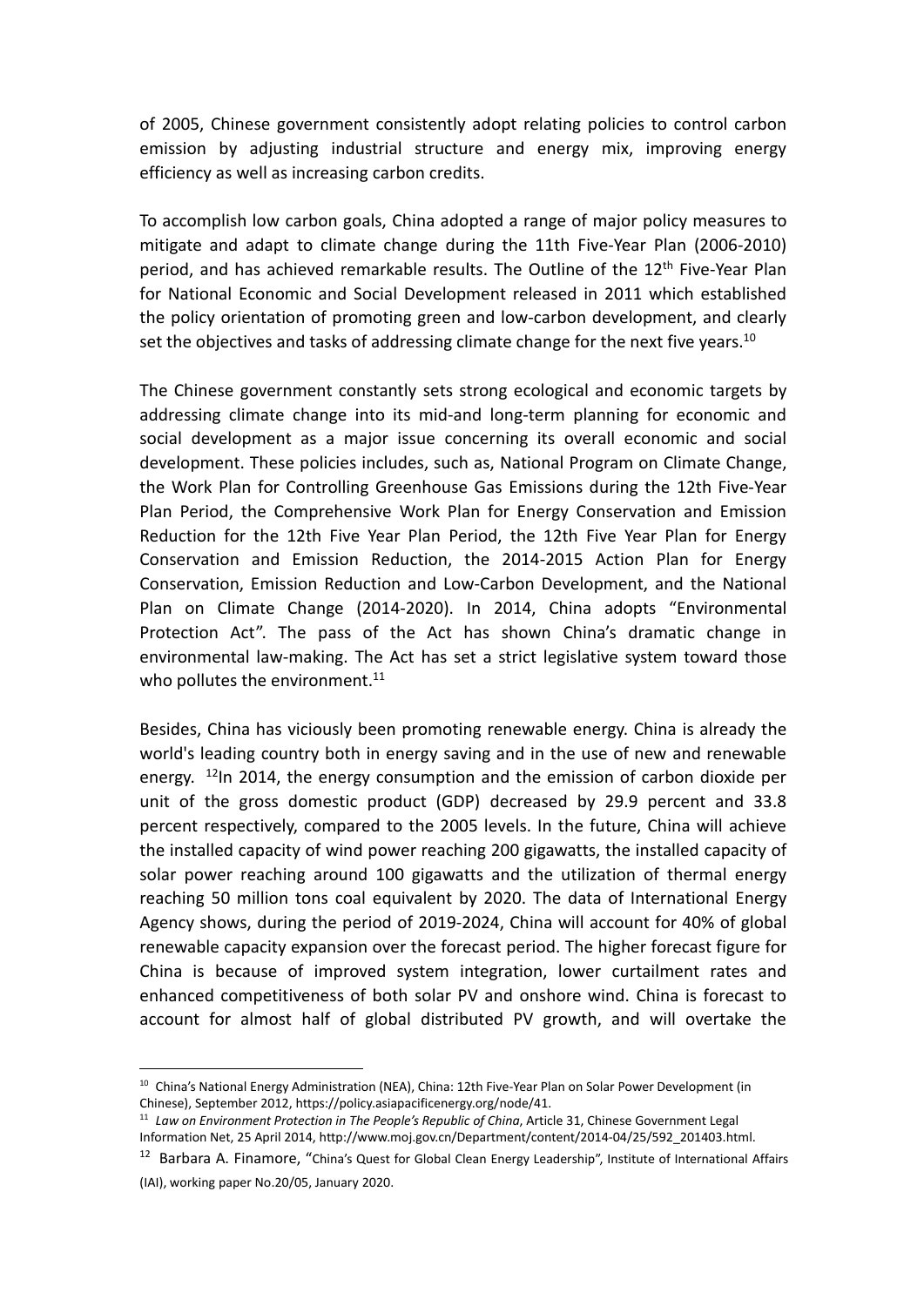of 2005, Chinese government consistently adopt relating policies to control carbon emission by adjusting industrial structure and energy mix, improving energy efficiency as well as increasing carbon credits.

To accomplish low carbon goals, China adopted a range of major policy measures to mitigate and adapt to climate change during the 11th Five-Year Plan (2006-2010) period, and has achieved remarkable results. The Outline of the 12th Five-Year Plan for National Economic and Social Development released in 2011 which established the policy orientation of promoting green and low-carbon development, and clearly set the objectives and tasks of addressing climate change for the next five years.[10]

The Chinese government constantly sets strong ecological and economic targets by addressing climate change into its mid-and long-term planning for economic and social development as a major issue concerning its overall economic and social development. These policies includes, such as, National Program on Climate Change, the Work Plan for Controlling Greenhouse Gas Emissions during the 12th Five-Year Plan Period, the Comprehensive Work Plan for Energy Conservation and Emission Reduction for the 12th Five Year Plan Period, the 12th Five Year Plan for Energy Conservation and Emission Reduction, the 2014-2015 Action Plan for Energy Conservation, Emission Reduction and Low-Carbon Development, and the National Plan on Climate Change (2014-2020). In 2014, China adopts "Environmental Protection Act". The pass of the Act has shown China's dramatic change in environmental law-making. The Act has set a strict legislative system toward those who pollutes the environment.[11]

Besides, China has viciously been promoting renewable energy. China is already the world's leading country both in energy saving and in the use of new and renewable energy. [12]In 2014, the energy consumption and the emission of carbon dioxide per unit of the gross domestic product (GDP) decreased by 29.9 percent and 33.8 percent respectively, compared to the 2005 levels. In the future, China will achieve the installed capacity of wind power reaching 200 gigawatts, the installed capacity of solar power reaching around 100 gigawatts and the utilization of thermal energy reaching 50 million tons coal equivalent by 2020. The data of International Energy Agency shows, during the period of 2019-2024, China will account for 40% of global renewable capacity expansion over the forecast period. The higher forecast figure for China is because of improved system integration, lower curtailment rates and enhanced competitiveness of both solar PV and onshore wind. China is forecast to account for almost half of global distributed PV growth, and will overtake the

---

[10] China's National Energy Administration (NEA), China: 12th Five-Year Plan on Solar Power Development (in Chinese), September 2012, https://policy.asiapacificenergy.org/node/41.

[11] *Law on Environment Protection in The People's Republic of China*, Article 31, Chinese Government Legal Information Net, 25 April 2014, http://www.moj.gov.cn/Department/content/2014-04/25/592_201403.html.

[12] Barbara A. Finamore, "China's Quest for Global Clean Energy Leadership", Institute of International Affairs (IAI), working paper No.20/05, January 2020.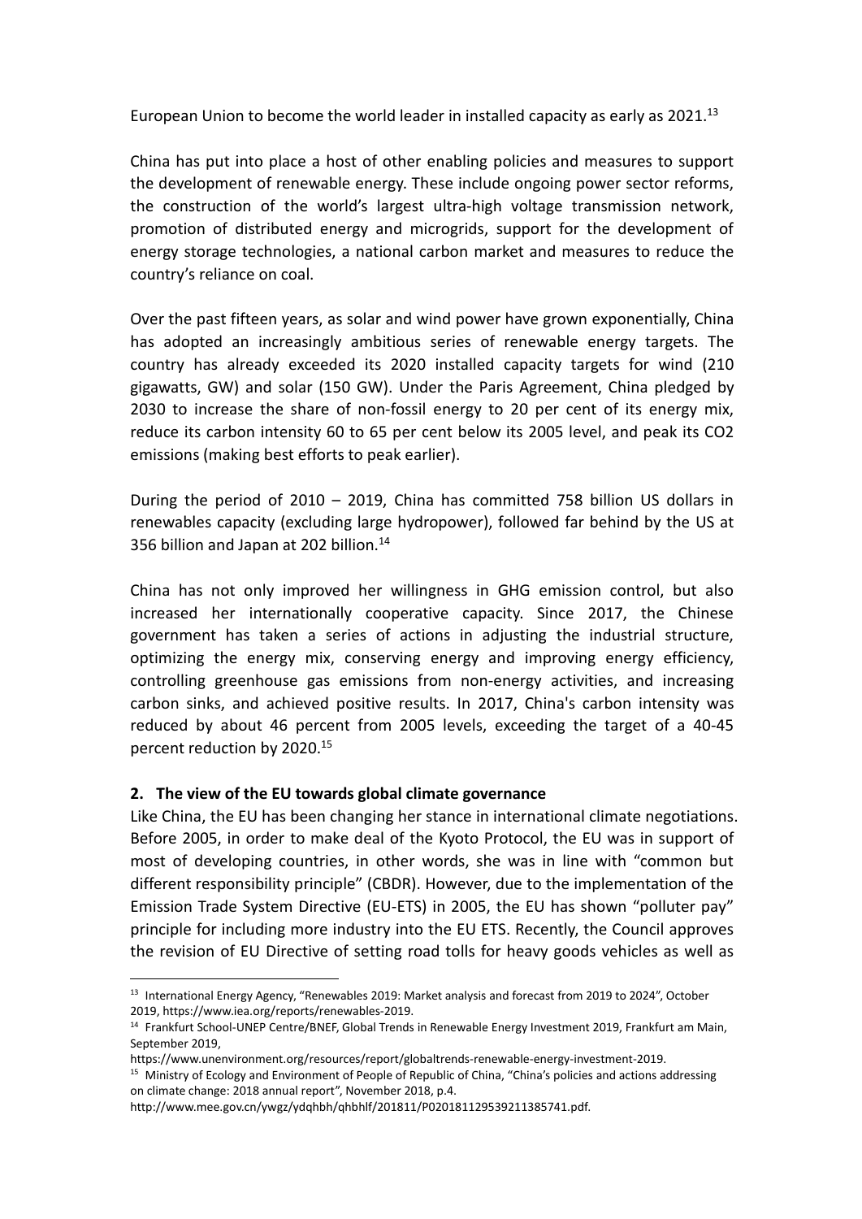European Union to become the world leader in installed capacity as early as 2021.[13]

China has put into place a host of other enabling policies and measures to support the development of renewable energy. These include ongoing power sector reforms, the construction of the world's largest ultra-high voltage transmission network, promotion of distributed energy and microgrids, support for the development of energy storage technologies, a national carbon market and measures to reduce the country's reliance on coal.

Over the past fifteen years, as solar and wind power have grown exponentially, China has adopted an increasingly ambitious series of renewable energy targets. The country has already exceeded its 2020 installed capacity targets for wind (210 gigawatts, GW) and solar (150 GW). Under the Paris Agreement, China pledged by 2030 to increase the share of non-fossil energy to 20 per cent of its energy mix, reduce its carbon intensity 60 to 65 per cent below its 2005 level, and peak its CO2 emissions (making best efforts to peak earlier).

During the period of 2010 – 2019, China has committed 758 billion US dollars in renewables capacity (excluding large hydropower), followed far behind by the US at 356 billion and Japan at 202 billion.[14]

China has not only improved her willingness in GHG emission control, but also increased her internationally cooperative capacity. Since 2017, the Chinese government has taken a series of actions in adjusting the industrial structure, optimizing the energy mix, conserving energy and improving energy efficiency, controlling greenhouse gas emissions from non-energy activities, and increasing carbon sinks, and achieved positive results. In 2017, China's carbon intensity was reduced by about 46 percent from 2005 levels, exceeding the target of a 40-45 percent reduction by 2020.[15]

## 2. The view of the EU towards global climate governance

Like China, the EU has been changing her stance in international climate negotiations. Before 2005, in order to make deal of the Kyoto Protocol, the EU was in support of most of developing countries, in other words, she was in line with "common but different responsibility principle" (CBDR). However, due to the implementation of the Emission Trade System Directive (EU-ETS) in 2005, the EU has shown "polluter pay" principle for including more industry into the EU ETS. Recently, the Council approves the revision of EU Directive of setting road tolls for heavy goods vehicles as well as

---

[13] International Energy Agency, "Renewables 2019: Market analysis and forecast from 2019 to 2024", October 2019, https://www.iea.org/reports/renewables-2019.

[14] Frankfurt School-UNEP Centre/BNEF, Global Trends in Renewable Energy Investment 2019, Frankfurt am Main, September 2019, https://www.unenvironment.org/resources/report/globaltrends-renewable-energy-investment-2019.

[15] Ministry of Ecology and Environment of People of Republic of China, "China's policies and actions addressing on climate change: 2018 annual report", November 2018, p.4. http://www.mee.gov.cn/ywgz/ydqhbh/qhbhlf/201811/P020181129539211385741.pdf.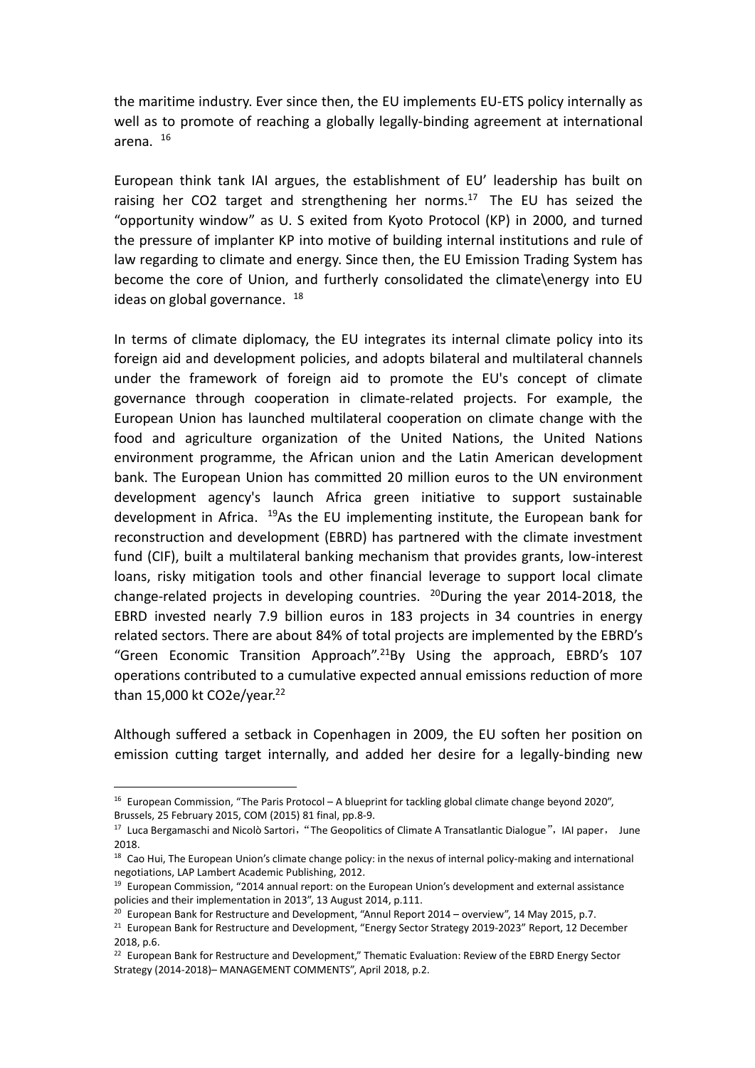the maritime industry. Ever since then, the EU implements EU-ETS policy internally as well as to promote of reaching a globally legally-binding agreement at international arena. [16]

European think tank IAI argues, the establishment of EU' leadership has built on raising her CO2 target and strengthening her norms.[17] The EU has seized the "opportunity window" as U. S exited from Kyoto Protocol (KP) in 2000, and turned the pressure of implanter KP into motive of building internal institutions and rule of law regarding to climate and energy. Since then, the EU Emission Trading System has become the core of Union, and furtherly consolidated the climate\energy into EU ideas on global governance. [18]

In terms of climate diplomacy, the EU integrates its internal climate policy into its foreign aid and development policies, and adopts bilateral and multilateral channels under the framework of foreign aid to promote the EU's concept of climate governance through cooperation in climate-related projects. For example, the European Union has launched multilateral cooperation on climate change with the food and agriculture organization of the United Nations, the United Nations environment programme, the African union and the Latin American development bank. The European Union has committed 20 million euros to the UN environment development agency's launch Africa green initiative to support sustainable development in Africa. [19]As the EU implementing institute, the European bank for reconstruction and development (EBRD) has partnered with the climate investment fund (CIF), built a multilateral banking mechanism that provides grants, low-interest loans, risky mitigation tools and other financial leverage to support local climate change-related projects in developing countries. [20]During the year 2014-2018, the EBRD invested nearly 7.9 billion euros in 183 projects in 34 countries in energy related sectors. There are about 84% of total projects are implemented by the EBRD's "Green Economic Transition Approach".[21]By Using the approach, EBRD's 107 operations contributed to a cumulative expected annual emissions reduction of more than 15,000 kt CO2e/year.[22]

Although suffered a setback in Copenhagen in 2009, the EU soften her position on emission cutting target internally, and added her desire for a legally-binding new

---

[16] European Commission, "The Paris Protocol – A blueprint for tackling global climate change beyond 2020", Brussels, 25 February 2015, COM (2015) 81 final, pp.8-9.

[17] Luca Bergamaschi and Nicolò Sartori, "The Geopolitics of Climate A Transatlantic Dialogue", IAI paper, June 2018.

[18] Cao Hui, The European Union's climate change policy: in the nexus of internal policy-making and international negotiations, LAP Lambert Academic Publishing, 2012.

[19] European Commission, "2014 annual report: on the European Union's development and external assistance policies and their implementation in 2013", 13 August 2014, p.111.

[20] European Bank for Restructure and Development, "Annul Report 2014 – overview", 14 May 2015, p.7.

[21] European Bank for Restructure and Development, "Energy Sector Strategy 2019-2023" Report, 12 December 2018, p.6.

[22] European Bank for Restructure and Development," Thematic Evaluation: Review of the EBRD Energy Sector Strategy (2014-2018)– MANAGEMENT COMMENTS", April 2018, p.2.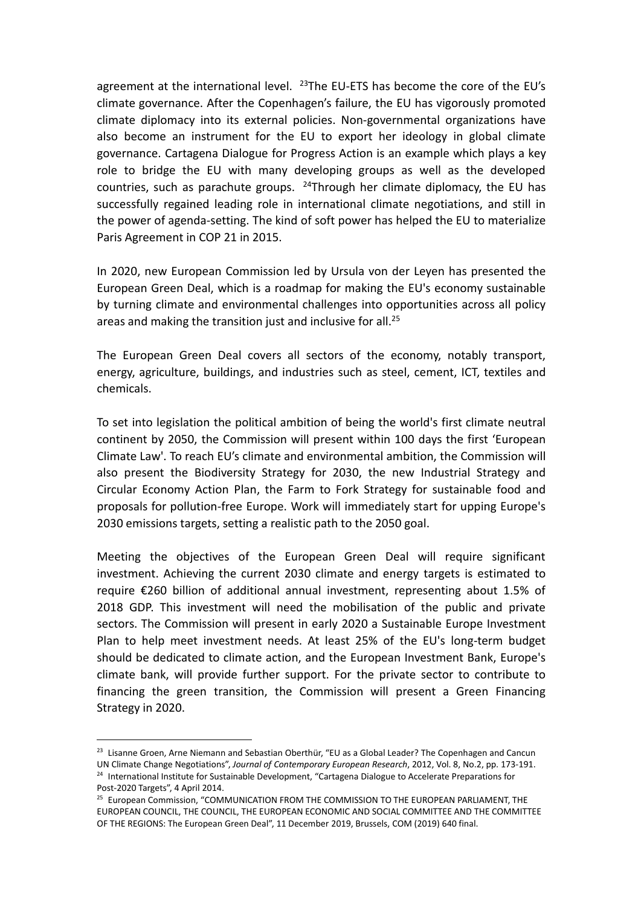agreement at the international level. [23]The EU-ETS has become the core of the EU's climate governance. After the Copenhagen's failure, the EU has vigorously promoted climate diplomacy into its external policies. Non-governmental organizations have also become an instrument for the EU to export her ideology in global climate governance. Cartagena Dialogue for Progress Action is an example which plays a key role to bridge the EU with many developing groups as well as the developed countries, such as parachute groups. [24]Through her climate diplomacy, the EU has successfully regained leading role in international climate negotiations, and still in the power of agenda-setting. The kind of soft power has helped the EU to materialize Paris Agreement in COP 21 in 2015.

In 2020, new European Commission led by Ursula von der Leyen has presented the European Green Deal, which is a roadmap for making the EU's economy sustainable by turning climate and environmental challenges into opportunities across all policy areas and making the transition just and inclusive for all.[25]

The European Green Deal covers all sectors of the economy, notably transport, energy, agriculture, buildings, and industries such as steel, cement, ICT, textiles and chemicals.

To set into legislation the political ambition of being the world's first climate neutral continent by 2050, the Commission will present within 100 days the first 'European Climate Law'. To reach EU's climate and environmental ambition, the Commission will also present the Biodiversity Strategy for 2030, the new Industrial Strategy and Circular Economy Action Plan, the Farm to Fork Strategy for sustainable food and proposals for pollution-free Europe. Work will immediately start for upping Europe's 2030 emissions targets, setting a realistic path to the 2050 goal.

Meeting the objectives of the European Green Deal will require significant investment. Achieving the current 2030 climate and energy targets is estimated to require €260 billion of additional annual investment, representing about 1.5% of 2018 GDP. This investment will need the mobilisation of the public and private sectors. The Commission will present in early 2020 a Sustainable Europe Investment Plan to help meet investment needs. At least 25% of the EU's long-term budget should be dedicated to climate action, and the European Investment Bank, Europe's climate bank, will provide further support. For the private sector to contribute to financing the green transition, the Commission will present a Green Financing Strategy in 2020.

---

[23] Lisanne Groen, Arne Niemann and Sebastian Oberthür, "EU as a Global Leader? The Copenhagen and Cancun UN Climate Change Negotiations", *Journal of Contemporary European Research*, 2012, Vol. 8, No.2, pp. 173-191.

[24] International Institute for Sustainable Development, "Cartagena Dialogue to Accelerate Preparations for Post-2020 Targets", 4 April 2014.

[25] European Commission, "COMMUNICATION FROM THE COMMISSION TO THE EUROPEAN PARLIAMENT, THE EUROPEAN COUNCIL, THE COUNCIL, THE EUROPEAN ECONOMIC AND SOCIAL COMMITTEE AND THE COMMITTEE OF THE REGIONS: The European Green Deal", 11 December 2019, Brussels, COM (2019) 640 final.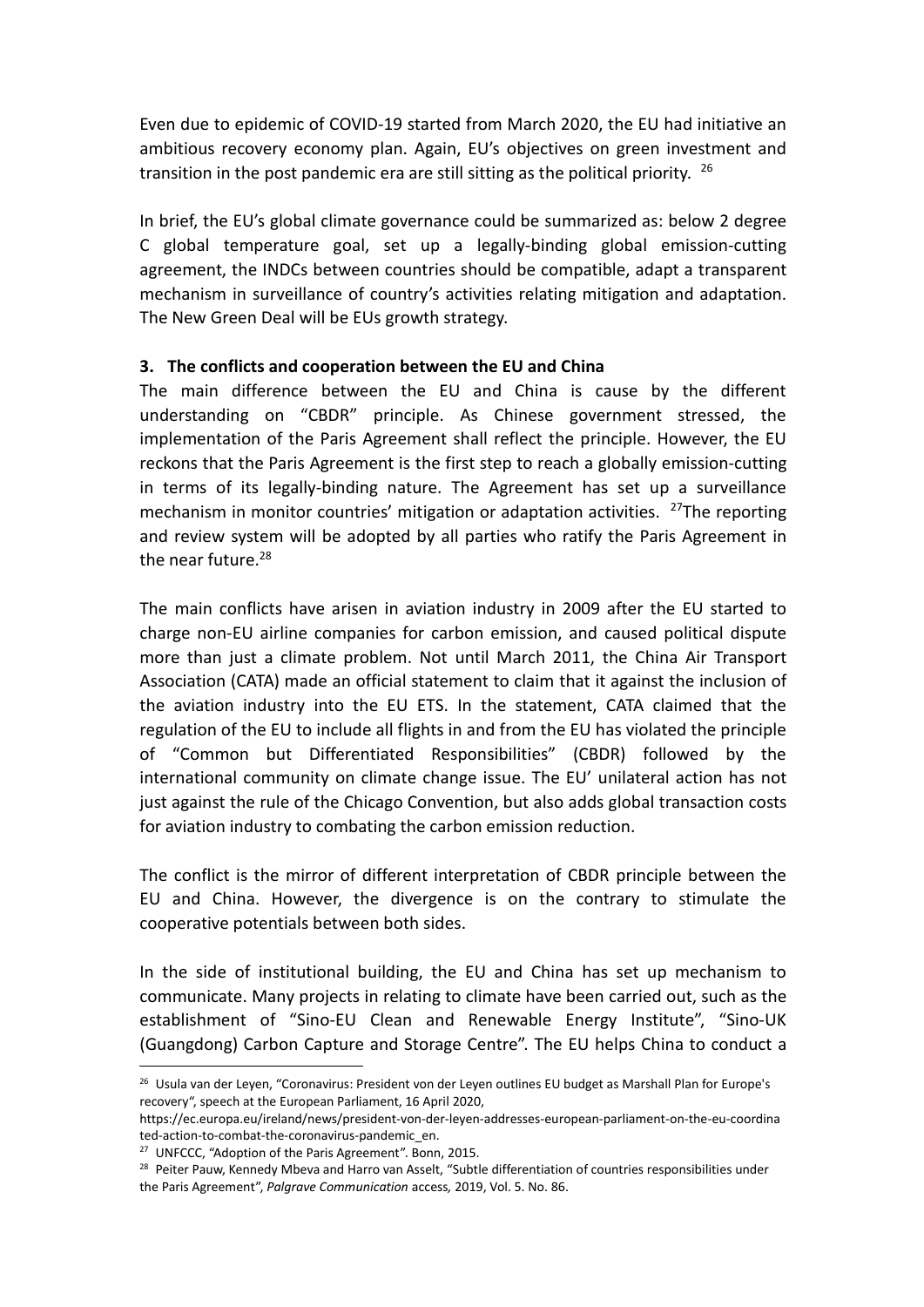Even due to epidemic of COVID-19 started from March 2020, the EU had initiative an ambitious recovery economy plan. Again, EU's objectives on green investment and transition in the post pandemic era are still sitting as the political priority. [26]

In brief, the EU's global climate governance could be summarized as: below 2 degree C global temperature goal, set up a legally-binding global emission-cutting agreement, the INDCs between countries should be compatible, adapt a transparent mechanism in surveillance of country's activities relating mitigation and adaptation. The New Green Deal will be EUs growth strategy.

### 3. The conflicts and cooperation between the EU and China

The main difference between the EU and China is cause by the different understanding on "CBDR" principle. As Chinese government stressed, the implementation of the Paris Agreement shall reflect the principle. However, the EU reckons that the Paris Agreement is the first step to reach a globally emission-cutting in terms of its legally-binding nature. The Agreement has set up a surveillance mechanism in monitor countries' mitigation or adaptation activities. [27]The reporting and review system will be adopted by all parties who ratify the Paris Agreement in the near future.[28]

The main conflicts have arisen in aviation industry in 2009 after the EU started to charge non-EU airline companies for carbon emission, and caused political dispute more than just a climate problem. Not until March 2011, the China Air Transport Association (CATA) made an official statement to claim that it against the inclusion of the aviation industry into the EU ETS. In the statement, CATA claimed that the regulation of the EU to include all flights in and from the EU has violated the principle of "Common but Differentiated Responsibilities" (CBDR) followed by the international community on climate change issue. The EU' unilateral action has not just against the rule of the Chicago Convention, but also adds global transaction costs for aviation industry to combating the carbon emission reduction.

The conflict is the mirror of different interpretation of CBDR principle between the EU and China. However, the divergence is on the contrary to stimulate the cooperative potentials between both sides.

In the side of institutional building, the EU and China has set up mechanism to communicate. Many projects in relating to climate have been carried out, such as the establishment of "Sino-EU Clean and Renewable Energy Institute", "Sino-UK (Guangdong) Carbon Capture and Storage Centre". The EU helps China to conduct a

---

[26] Usula van der Leyen, "Coronavirus: President von der Leyen outlines EU budget as Marshall Plan for Europe's recovery", speech at the European Parliament, 16 April 2020, https://ec.europa.eu/ireland/news/president-von-der-leyen-addresses-european-parliament-on-the-eu-coordinated-action-to-combat-the-coronavirus-pandemic_en.

[27] UNFCCC, "Adoption of the Paris Agreement". Bonn, 2015.

[28] Peiter Pauw, Kennedy Mbeva and Harro van Asselt, "Subtle differentiation of countries responsibilities under the Paris Agreement", *Palgrave Communication* access, 2019, Vol. 5. No. 86.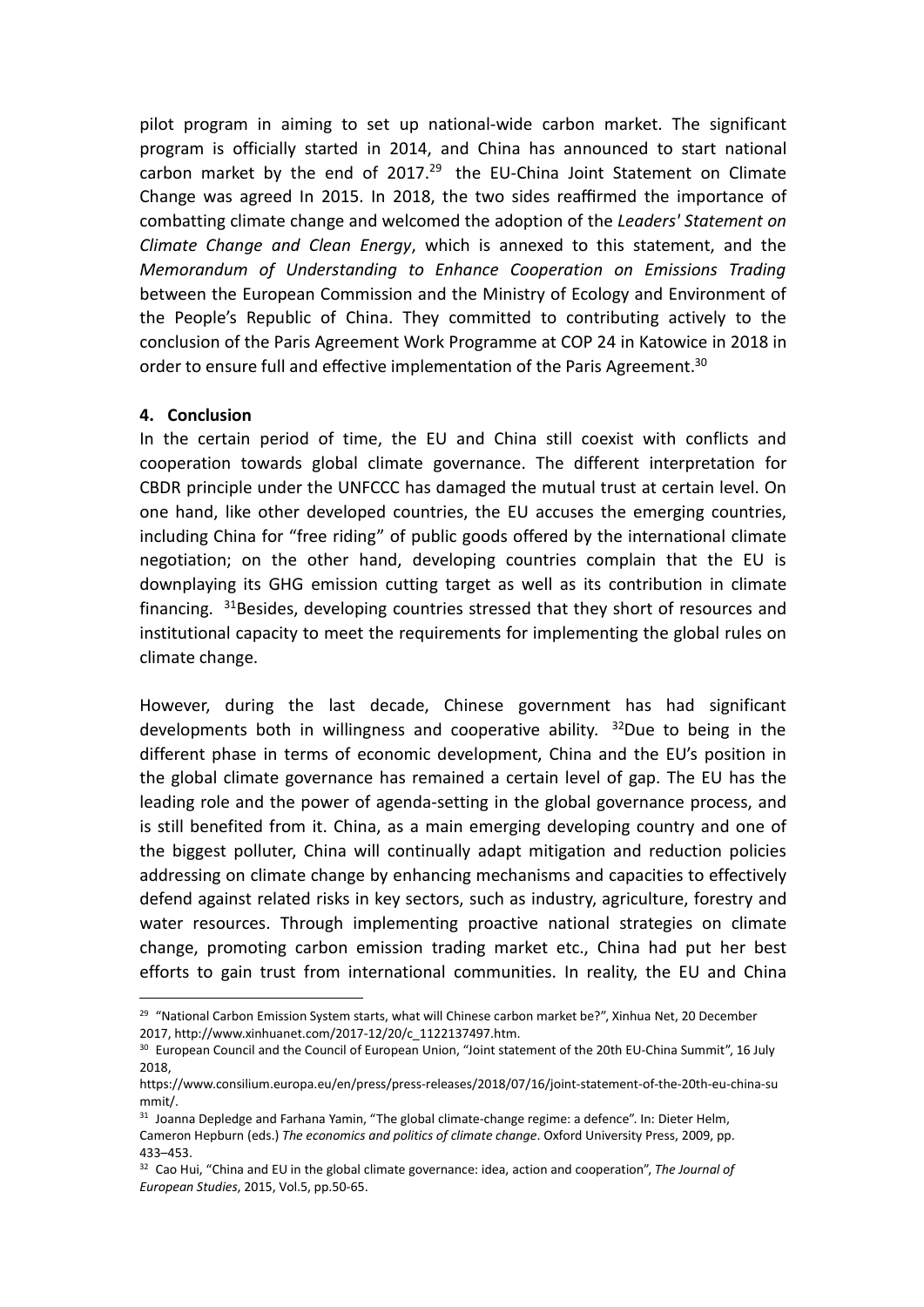pilot program in aiming to set up national-wide carbon market. The significant program is officially started in 2014, and China has announced to start national carbon market by the end of 2017.[29] the EU-China Joint Statement on Climate Change was agreed In 2015. In 2018, the two sides reaffirmed the importance of combatting climate change and welcomed the adoption of the *Leaders' Statement on Climate Change and Clean Energy*, which is annexed to this statement, and the *Memorandum of Understanding to Enhance Cooperation on Emissions Trading* between the European Commission and the Ministry of Ecology and Environment of the People's Republic of China. They committed to contributing actively to the conclusion of the Paris Agreement Work Programme at COP 24 in Katowice in 2018 in order to ensure full and effective implementation of the Paris Agreement.[30]

## 4. Conclusion

In the certain period of time, the EU and China still coexist with conflicts and cooperation towards global climate governance. The different interpretation for CBDR principle under the UNFCCC has damaged the mutual trust at certain level. On one hand, like other developed countries, the EU accuses the emerging countries, including China for "free riding" of public goods offered by the international climate negotiation; on the other hand, developing countries complain that the EU is downplaying its GHG emission cutting target as well as its contribution in climate financing. [31]Besides, developing countries stressed that they short of resources and institutional capacity to meet the requirements for implementing the global rules on climate change.

However, during the last decade, Chinese government has had significant developments both in willingness and cooperative ability. [32]Due to being in the different phase in terms of economic development, China and the EU's position in the global climate governance has remained a certain level of gap. The EU has the leading role and the power of agenda-setting in the global governance process, and is still benefited from it. China, as a main emerging developing country and one of the biggest polluter, China will continually adapt mitigation and reduction policies addressing on climate change by enhancing mechanisms and capacities to effectively defend against related risks in key sectors, such as industry, agriculture, forestry and water resources. Through implementing proactive national strategies on climate change, promoting carbon emission trading market etc., China had put her best efforts to gain trust from international communities. In reality, the EU and China

---

[29] "National Carbon Emission System starts, what will Chinese carbon market be?", Xinhua Net, 20 December 2017, http://www.xinhuanet.com/2017-12/20/c_1122137497.htm.

[30] European Council and the Council of European Union, "Joint statement of the 20th EU-China Summit", 16 July 2018, https://www.consilium.europa.eu/en/press/press-releases/2018/07/16/joint-statement-of-the-20th-eu-china-summit/.

[31] Joanna Depledge and Farhana Yamin, "The global climate-change regime: a defence". In: Dieter Helm, Cameron Hepburn (eds.) *The economics and politics of climate change*. Oxford University Press, 2009, pp. 433–453.

[32] Cao Hui, "China and EU in the global climate governance: idea, action and cooperation", *The Journal of European Studies*, 2015, Vol.5, pp.50-65.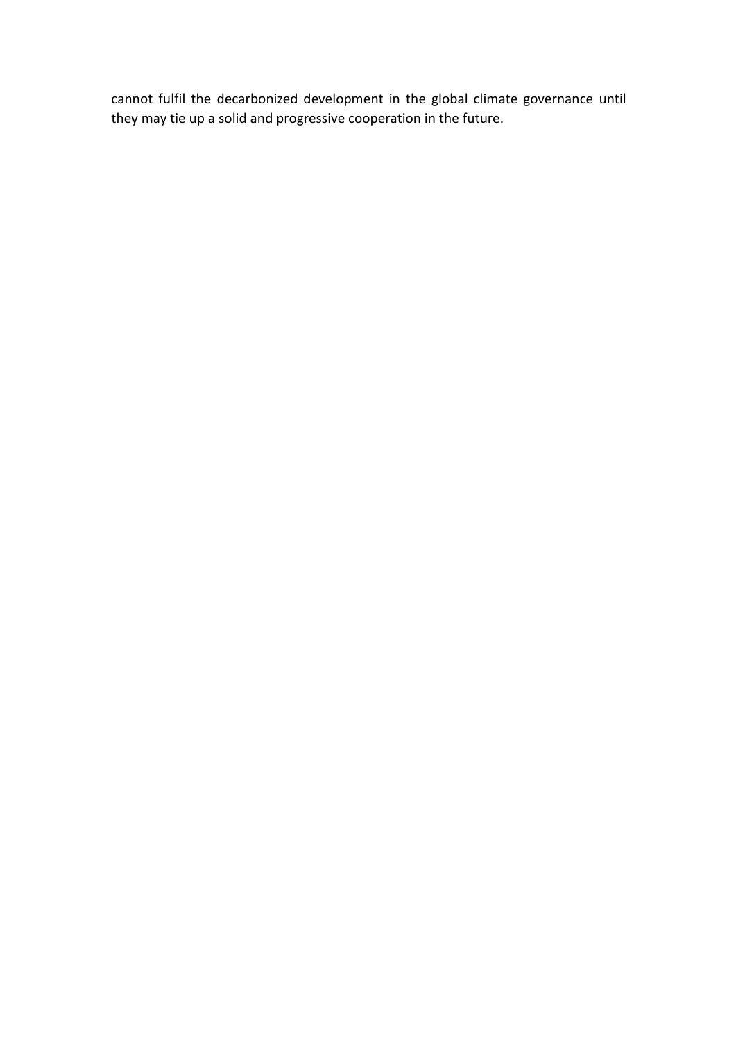cannot fulfil the decarbonized development in the global climate governance until they may tie up a solid and progressive cooperation in the future.